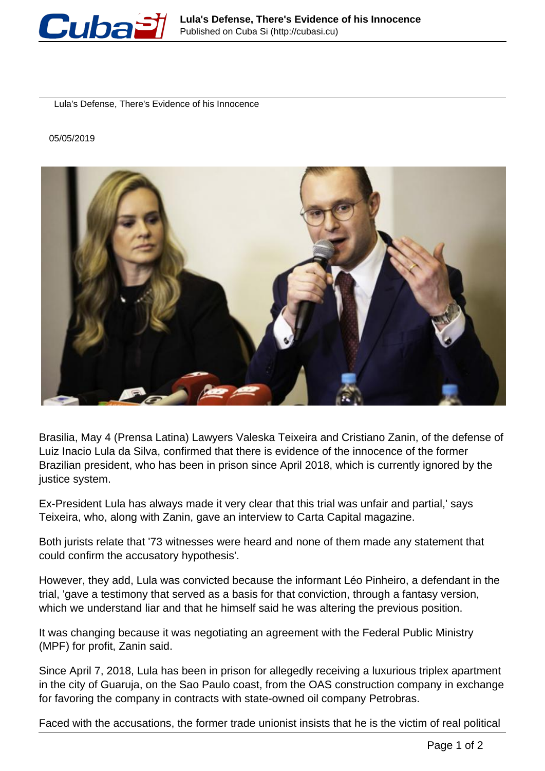Lula's Defense, There's Evidence of his Innocence

05/05/2019

Brasilia, May 4 (Prensa Latina) Lawyers Valeska Teixeira and Cristiano Zanin, of the defense of Luiz Inacio Lula da Silva, confirmed that there is evidence of the innocence of the former Brazilian president, who has been in prison since April 2018, which is currently ignored by the justice system.

Ex-President Lula has always made it very clear that this trial was unfair and partial,' says Teixeira, who, along with Zanin, gave an interview to Carta Capital magazine.

Both jurists relate that '73 witnesses were heard and none of them made any statement that could confirm the accusatory hypothesis'.

However, they add, Lula was convicted because the informant Léo Pinheiro, a defendant in the trial, 'gave a testimony that served as a basis for that conviction, through a fantasy version, which we understand liar and that he himself said he was altering the previous position.

It was changing because it was negotiating an agreement with the Federal Public Ministry (MPF) for profit, Zanin said.

Since April 7, 2018, Lula has been in prison for allegedly receiving a luxurious triplex apartment in the city of Guaruja, on the Sao Paulo coast, from the OAS construction company in exchange for favoring the company in contracts with state-owned oil company Petrobras.

Faced with the accusations, the former trade unionist insists that he is the victim of real political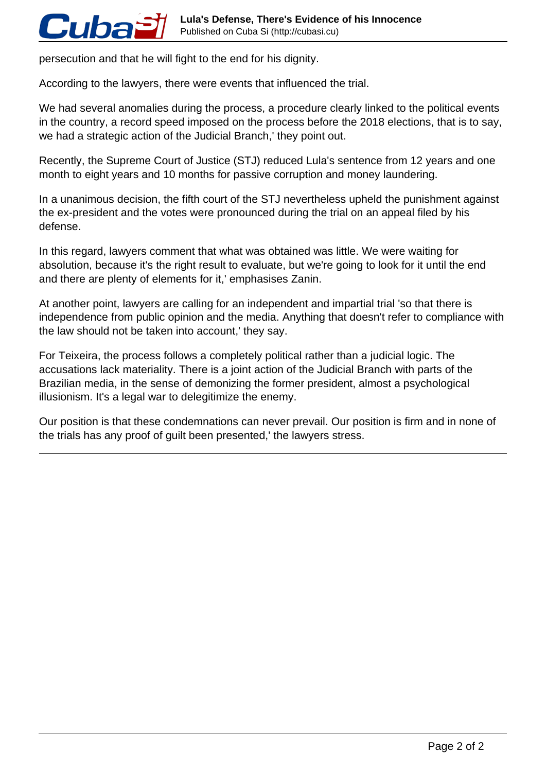persecution and that he will fight to the end for his dignity.

According to the lawyers, there were events that influenced the trial.

We had several anomalies during the process, a procedure clearly linked to the political events in the country, a record speed imposed on the process before the 2018 elections, that is to say, we had a strategic action of the Judicial Branch,' they point out.

Recently, the Supreme Court of Justice (STJ) reduced Lula's sentence from 12 years and one month to eight years and 10 months for passive corruption and money laundering.

In a unanimous decision, the fifth court of the STJ nevertheless upheld the punishment against the ex-president and the votes were pronounced during the trial on an appeal filed by his defense.

In this regard, lawyers comment that what was obtained was little. We were waiting for absolution, because it's the right result to evaluate, but we're going to look for it until the end and there are plenty of elements for it,' emphasises Zanin.

At another point, lawyers are calling for an independent and impartial trial 'so that there is independence from public opinion and the media. Anything that doesn't refer to compliance with the law should not be taken into account,' they say.

For Teixeira, the process follows a completely political rather than a judicial logic. The accusations lack materiality. There is a joint action of the Judicial Branch with parts of the Brazilian media, in the sense of demonizing the former president, almost a psychological illusionism. It's a legal war to delegitimize the enemy.

Our position is that these condemnations can never prevail. Our position is firm and in none of the trials has any proof of guilt been presented,' the lawyers stress.

---